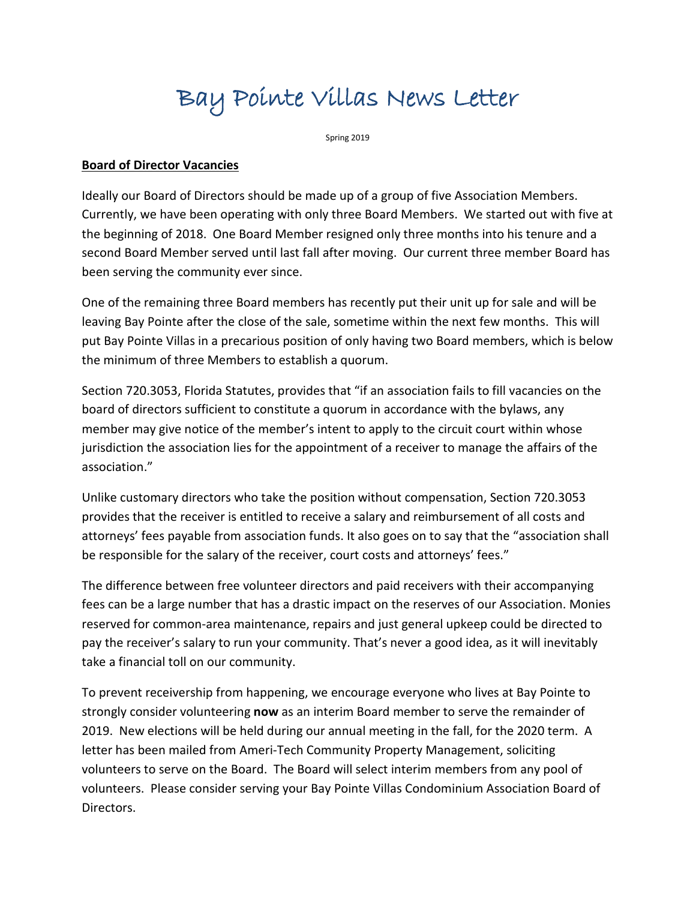# Bay Pointe Villas News Letter

Spring 2019

## Board of Director Vacancies

Ideally our Board of Directors should be made up of a group of five Association Members. Currently, we have been operating with only three Board Members. We started out with five at the beginning of 2018. One Board Member resigned only three months into his tenure and a second Board Member served until last fall after moving. Our current three member Board has been serving the community ever since.

One of the remaining three Board members has recently put their unit up for sale and will be leaving Bay Pointe after the close of the sale, sometime within the next few months. This will put Bay Pointe Villas in a precarious position of only having two Board members, which is below the minimum of three Members to establish a quorum.

Section 720.3053, Florida Statutes, provides that "if an association fails to fill vacancies on the board of directors sufficient to constitute a quorum in accordance with the bylaws, any member may give notice of the member's intent to apply to the circuit court within whose jurisdiction the association lies for the appointment of a receiver to manage the affairs of the association."

Unlike customary directors who take the position without compensation, Section 720.3053 provides that the receiver is entitled to receive a salary and reimbursement of all costs and attorneys' fees payable from association funds. It also goes on to say that the "association shall be responsible for the salary of the receiver, court costs and attorneys' fees."

The difference between free volunteer directors and paid receivers with their accompanying fees can be a large number that has a drastic impact on the reserves of our Association. Monies reserved for common-area maintenance, repairs and just general upkeep could be directed to pay the receiver's salary to run your community. That's never a good idea, as it will inevitably take a financial toll on our community.

To prevent receivership from happening, we encourage everyone who lives at Bay Pointe to strongly consider volunteering **now** as an interim Board member to serve the remainder of 2019. New elections will be held during our annual meeting in the fall, for the 2020 term. A letter has been mailed from Ameri-Tech Community Property Management, soliciting volunteers to serve on the Board. The Board will select interim members from any pool of volunteers. Please consider serving your Bay Pointe Villas Condominium Association Board of Directors.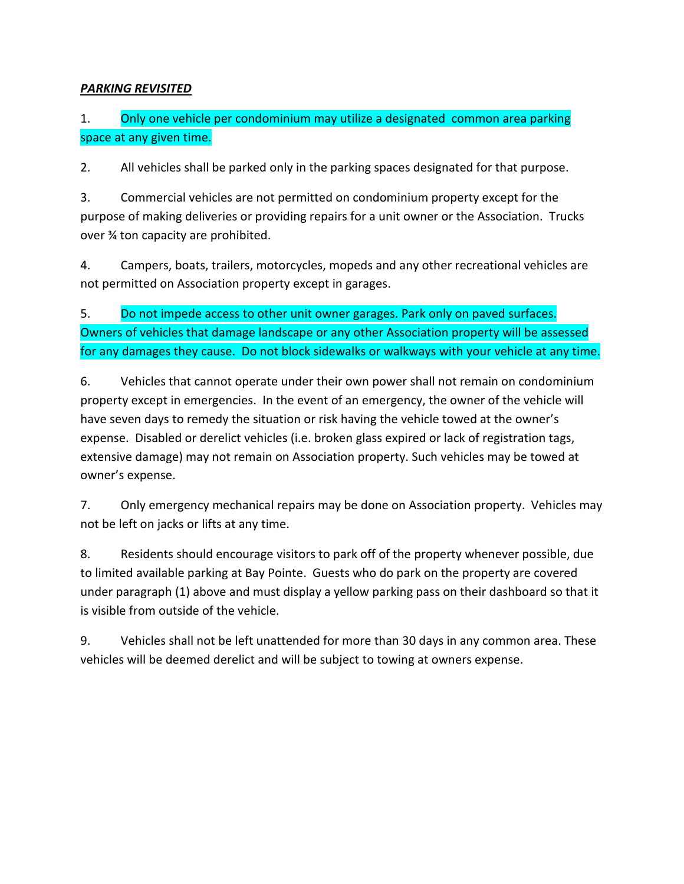***PARKING REVISITED***

1. Only one vehicle per condominium may utilize a designated common area parking space at any given time.

2. All vehicles shall be parked only in the parking spaces designated for that purpose.

3. Commercial vehicles are not permitted on condominium property except for the purpose of making deliveries or providing repairs for a unit owner or the Association. Trucks over ¾ ton capacity are prohibited.

4. Campers, boats, trailers, motorcycles, mopeds and any other recreational vehicles are not permitted on Association property except in garages.

5. Do not impede access to other unit owner garages. Park only on paved surfaces. Owners of vehicles that damage landscape or any other Association property will be assessed for any damages they cause. Do not block sidewalks or walkways with your vehicle at any time.

6. Vehicles that cannot operate under their own power shall not remain on condominium property except in emergencies. In the event of an emergency, the owner of the vehicle will have seven days to remedy the situation or risk having the vehicle towed at the owner's expense. Disabled or derelict vehicles (i.e. broken glass expired or lack of registration tags, extensive damage) may not remain on Association property. Such vehicles may be towed at owner's expense.

7. Only emergency mechanical repairs may be done on Association property. Vehicles may not be left on jacks or lifts at any time.

8. Residents should encourage visitors to park off of the property whenever possible, due to limited available parking at Bay Pointe. Guests who do park on the property are covered under paragraph (1) above and must display a yellow parking pass on their dashboard so that it is visible from outside of the vehicle.

9. Vehicles shall not be left unattended for more than 30 days in any common area. These vehicles will be deemed derelict and will be subject to towing at owners expense.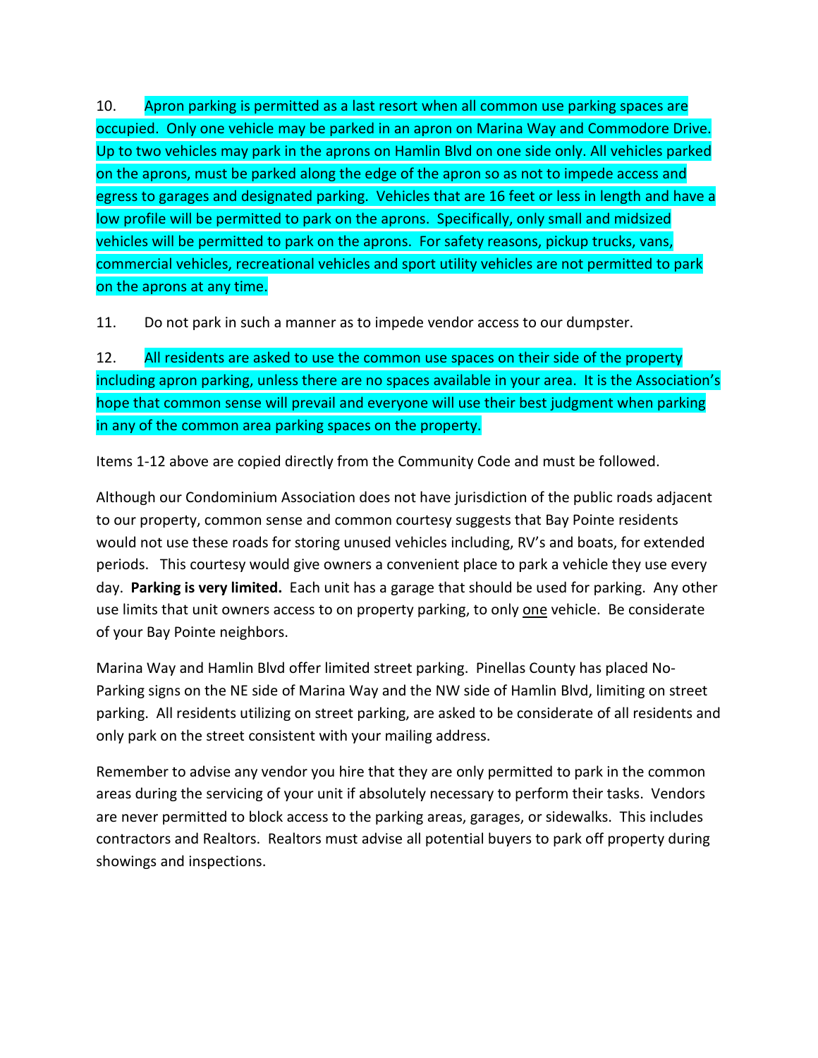10. Apron parking is permitted as a last resort when all common use parking spaces are occupied. Only one vehicle may be parked in an apron on Marina Way and Commodore Drive. Up to two vehicles may park in the aprons on Hamlin Blvd on one side only. All vehicles parked on the aprons, must be parked along the edge of the apron so as not to impede access and egress to garages and designated parking. Vehicles that are 16 feet or less in length and have a low profile will be permitted to park on the aprons. Specifically, only small and midsized vehicles will be permitted to park on the aprons. For safety reasons, pickup trucks, vans, commercial vehicles, recreational vehicles and sport utility vehicles are not permitted to park on the aprons at any time.

11. Do not park in such a manner as to impede vendor access to our dumpster.

12. All residents are asked to use the common use spaces on their side of the property including apron parking, unless there are no spaces available in your area. It is the Association's hope that common sense will prevail and everyone will use their best judgment when parking in any of the common area parking spaces on the property.

Items 1-12 above are copied directly from the Community Code and must be followed.

Although our Condominium Association does not have jurisdiction of the public roads adjacent to our property, common sense and common courtesy suggests that Bay Pointe residents would not use these roads for storing unused vehicles including, RV's and boats, for extended periods. This courtesy would give owners a convenient place to park a vehicle they use every day. **Parking is very limited.** Each unit has a garage that should be used for parking. Any other use limits that unit owners access to on property parking, to only <u>one</u> vehicle. Be considerate of your Bay Pointe neighbors.

Marina Way and Hamlin Blvd offer limited street parking. Pinellas County has placed No-Parking signs on the NE side of Marina Way and the NW side of Hamlin Blvd, limiting on street parking. All residents utilizing on street parking, are asked to be considerate of all residents and only park on the street consistent with your mailing address.

Remember to advise any vendor you hire that they are only permitted to park in the common areas during the servicing of your unit if absolutely necessary to perform their tasks. Vendors are never permitted to block access to the parking areas, garages, or sidewalks. This includes contractors and Realtors. Realtors must advise all potential buyers to park off property during showings and inspections.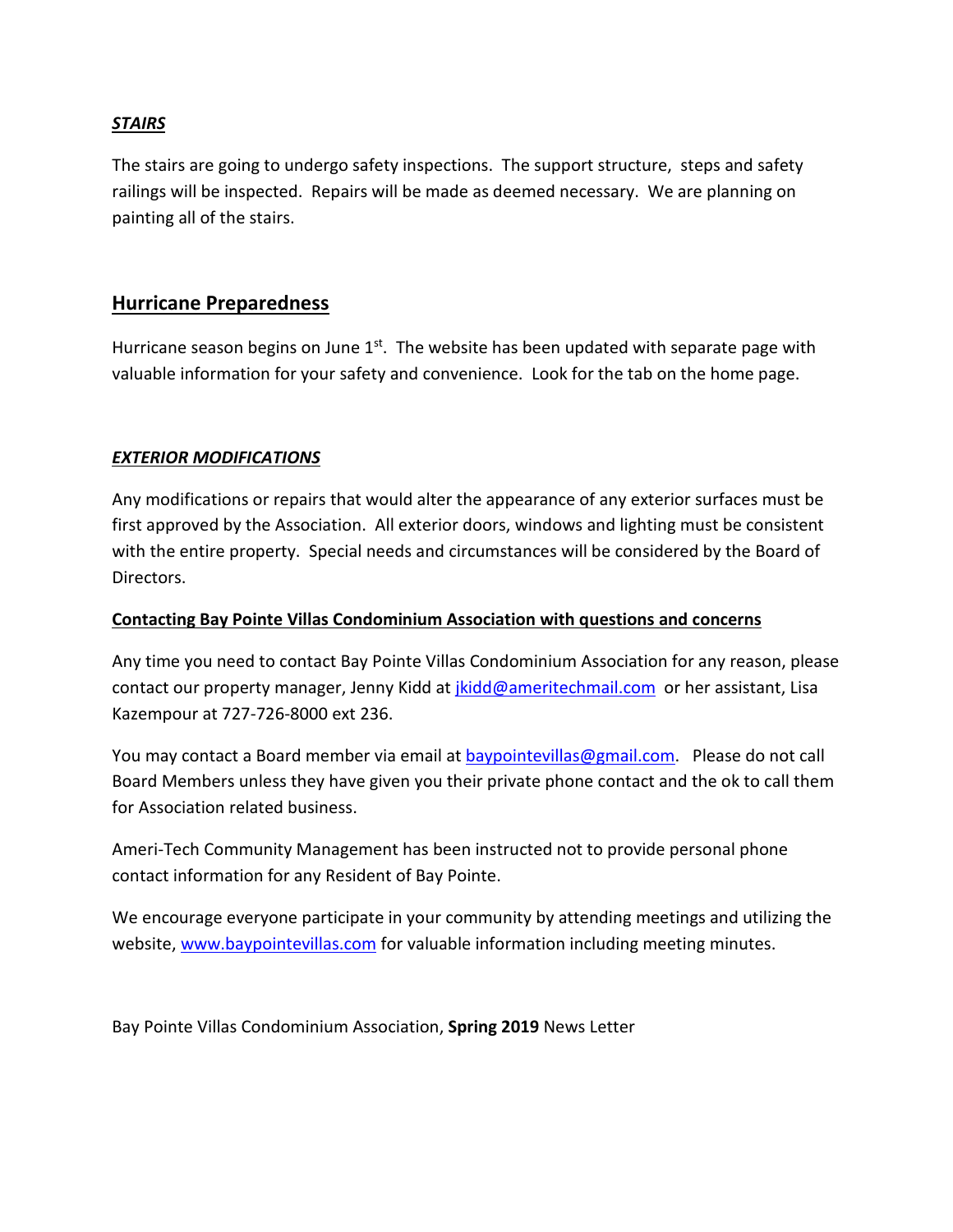### ***STAIRS***

The stairs are going to undergo safety inspections. The support structure, steps and safety railings will be inspected. Repairs will be made as deemed necessary. We are planning on painting all of the stairs.

## Hurricane Preparedness

Hurricane season begins on June 1st. The website has been updated with separate page with valuable information for your safety and convenience. Look for the tab on the home page.

### ***EXTERIOR MODIFICATIONS***

Any modifications or repairs that would alter the appearance of any exterior surfaces must be first approved by the Association. All exterior doors, windows and lighting must be consistent with the entire property. Special needs and circumstances will be considered by the Board of Directors.

### Contacting Bay Pointe Villas Condominium Association with questions and concerns

Any time you need to contact Bay Pointe Villas Condominium Association for any reason, please contact our property manager, Jenny Kidd at [jkidd@ameritechmail.com](mailto:jkidd@ameritechmail.com) or her assistant, Lisa Kazempour at 727-726-8000 ext 236.

You may contact a Board member via email at [baypointevillas@gmail.com](mailto:baypointevillas@gmail.com). Please do not call Board Members unless they have given you their private phone contact and the ok to call them for Association related business.

Ameri-Tech Community Management has been instructed not to provide personal phone contact information for any Resident of Bay Pointe.

We encourage everyone participate in your community by attending meetings and utilizing the website, [www.baypointevillas.com](http://www.baypointevillas.com) for valuable information including meeting minutes.

Bay Pointe Villas Condominium Association, **Spring 2019** News Letter